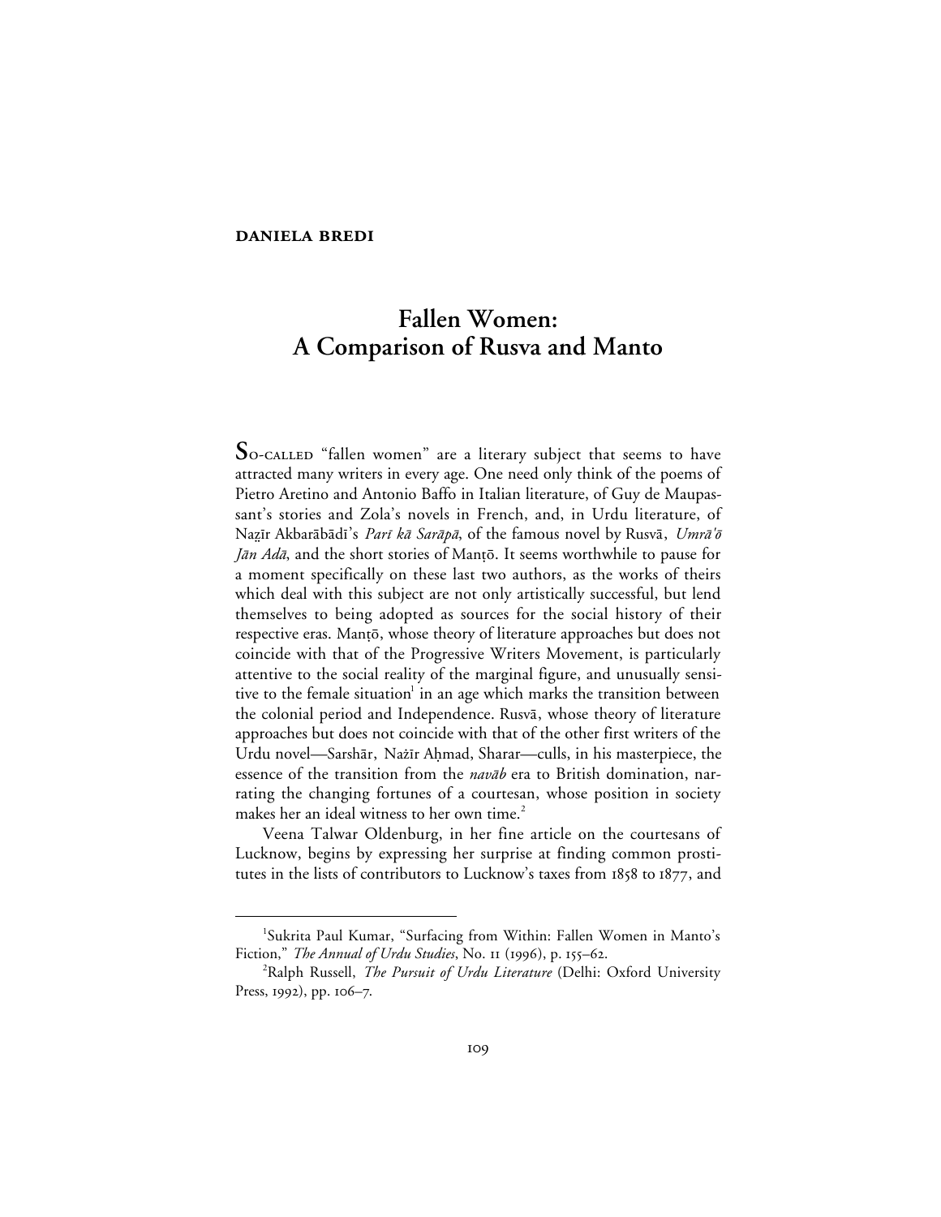**DANIELA BREDI**

# Fallen Women: A Comparison of Rusva and Manto

So-called "fallen women" are a literary subject that seems to have attracted many writers in every age. One need only think of the poems of Pietro Aretino and Antonio Baffo in Italian literature, of Guy de Maupassant's stories and Zola's novels in French, and, in Urdu literature, of Naẓīr Akbarābādī's *Parī kā Sarāpā*, of the famous novel by Rusvā, *Umrā'ō Jān Adā*, and the short stories of Manṭō. It seems worthwhile to pause for a moment specifically on these last two authors, as the works of theirs which deal with this subject are not only artistically successful, but lend themselves to being adopted as sources for the social history of their respective eras. Manṭō, whose theory of literature approaches but does not coincide with that of the Progressive Writers Movement, is particularly attentive to the social reality of the marginal figure, and unusually sensitive to the female situation[1] in an age which marks the transition between the colonial period and Independence. Rusvā, whose theory of literature approaches but does not coincide with that of the other first writers of the Urdu novel—Sarshār, Nażīr Aḥmad, Sharar—culls, in his masterpiece, the essence of the transition from the *navāb* era to British domination, narrating the changing fortunes of a courtesan, whose position in society makes her an ideal witness to her own time.[2]

Veena Talwar Oldenburg, in her fine article on the courtesans of Lucknow, begins by expressing her surprise at finding common prostitutes in the lists of contributors to Lucknow's taxes from 1858 to 1877, and

---

[1] Sukrita Paul Kumar, "Surfacing from Within: Fallen Women in Manto's Fiction," *The Annual of Urdu Studies*, No. 11 (1996), p. 155–62.

[2] Ralph Russell, *The Pursuit of Urdu Literature* (Delhi: Oxford University Press, 1992), pp. 106–7.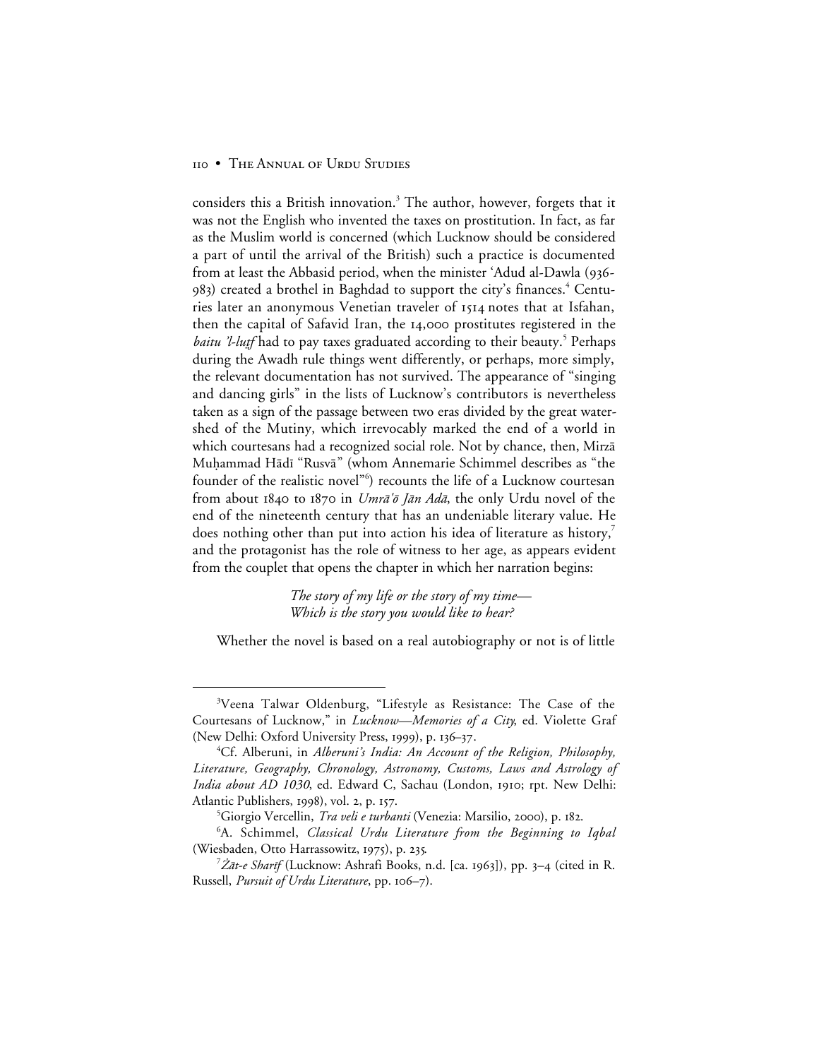considers this a British innovation.[3] The author, however, forgets that it was not the English who invented the taxes on prostitution. In fact, as far as the Muslim world is concerned (which Lucknow should be considered a part of until the arrival of the British) such a practice is documented from at least the Abbasid period, when the minister 'Adud al-Dawla (936-983) created a brothel in Baghdad to support the city's finances.[4] Centuries later an anonymous Venetian traveler of 1514 notes that at Isfahan, then the capital of Safavid Iran, the 14,000 prostitutes registered in the *baitu 'l-luṭf* had to pay taxes graduated according to their beauty.[5] Perhaps during the Awadh rule things went differently, or perhaps, more simply, the relevant documentation has not survived. The appearance of "singing and dancing girls" in the lists of Lucknow's contributors is nevertheless taken as a sign of the passage between two eras divided by the great watershed of the Mutiny, which irrevocably marked the end of a world in which courtesans had a recognized social role. Not by chance, then, Mirzā Muḥammad Hādī "Rusvā" (whom Annemarie Schimmel describes as "the founder of the realistic novel"[6]) recounts the life of a Lucknow courtesan from about 1840 to 1870 in *Umrā'ō Jān Adā*, the only Urdu novel of the end of the nineteenth century that has an undeniable literary value. He does nothing other than put into action his idea of literature as history,[7] and the protagonist has the role of witness to her age, as appears evident from the couplet that opens the chapter in which her narration begins:

> *The story of my life or the story of my time—*
> *Which is the story you would like to hear?*

Whether the novel is based on a real autobiography or not is of little

---

[3] Veena Talwar Oldenburg, "Lifestyle as Resistance: The Case of the Courtesans of Lucknow," in *Lucknow—Memories of a City*, ed. Violette Graf (New Delhi: Oxford University Press, 1999), p. 136–37.

[4] Cf. Alberuni, in *Alberuni's India: An Account of the Religion, Philosophy, Literature, Geography, Chronology, Astronomy, Customs, Laws and Astrology of India about AD 1030*, ed. Edward C, Sachau (London, 1910; rpt. New Delhi: Atlantic Publishers, 1998), vol. 2, p. 157.

[5] Giorgio Vercellin, *Tra veli e turbanti* (Venezia: Marsilio, 2000), p. 182.

[6] A. Schimmel, *Classical Urdu Literature from the Beginning to Iqbal* (Wiesbaden, Otto Harrassowitz, 1975), p. 235.

[7] *Ẕāt-e Sharīf* (Lucknow: Ashrafi Books, n.d. [ca. 1963]), pp. 3–4 (cited in R. Russell, *Pursuit of Urdu Literature*, pp. 106–7).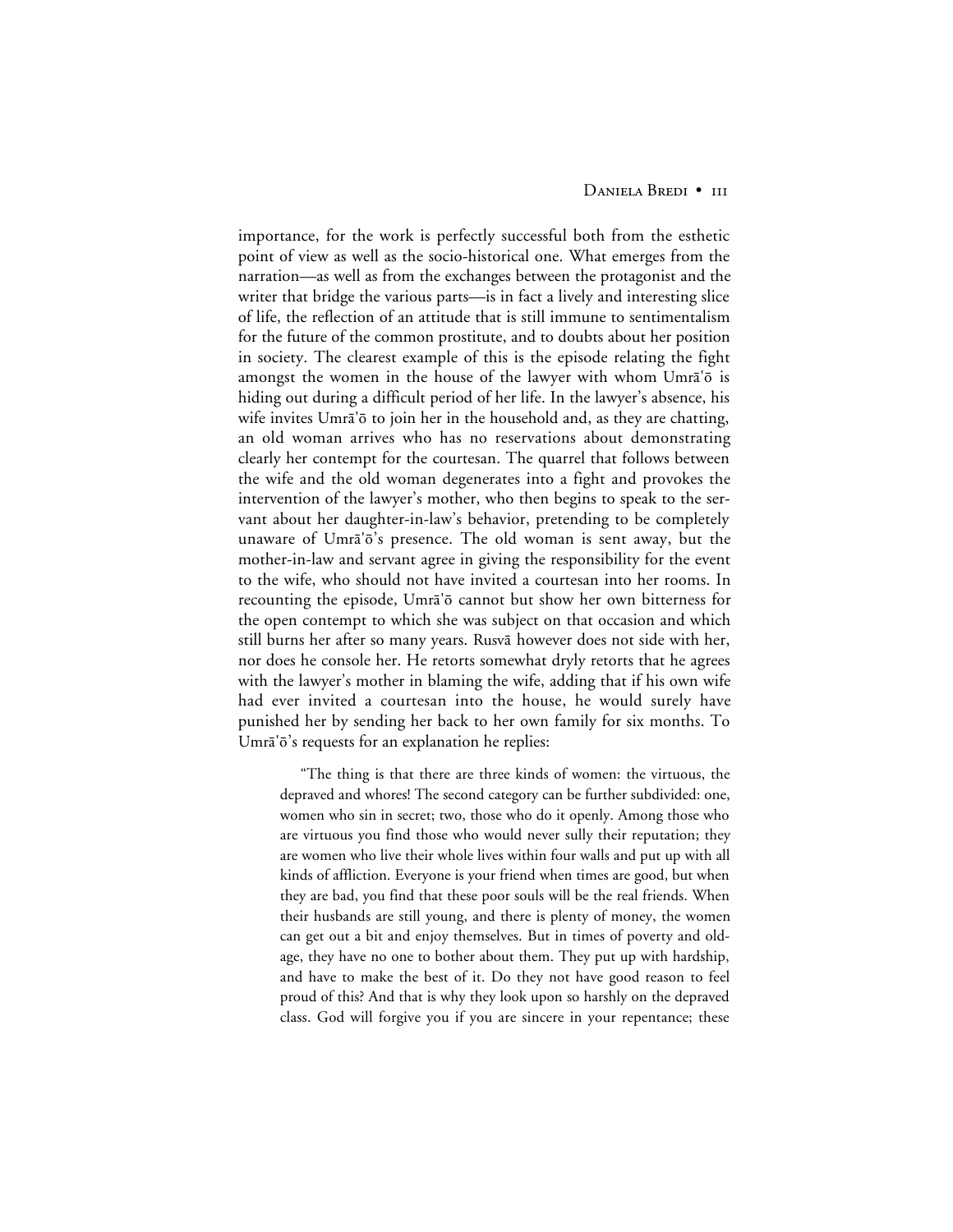importance, for the work is perfectly successful both from the esthetic point of view as well as the socio-historical one. What emerges from the narration—as well as from the exchanges between the protagonist and the writer that bridge the various parts—is in fact a lively and interesting slice of life, the reflection of an attitude that is still immune to sentimentalism for the future of the common prostitute, and to doubts about her position in society. The clearest example of this is the episode relating the fight amongst the women in the house of the lawyer with whom Umrā'ō is hiding out during a difficult period of her life. In the lawyer's absence, his wife invites Umrā'ō to join her in the household and, as they are chatting, an old woman arrives who has no reservations about demonstrating clearly her contempt for the courtesan. The quarrel that follows between the wife and the old woman degenerates into a fight and provokes the intervention of the lawyer's mother, who then begins to speak to the servant about her daughter-in-law's behavior, pretending to be completely unaware of Umrā'ō's presence. The old woman is sent away, but the mother-in-law and servant agree in giving the responsibility for the event to the wife, who should not have invited a courtesan into her rooms. In recounting the episode, Umrā'ō cannot but show her own bitterness for the open contempt to which she was subject on that occasion and which still burns her after so many years. Rusvā however does not side with her, nor does he console her. He retorts somewhat dryly retorts that he agrees with the lawyer's mother in blaming the wife, adding that if his own wife had ever invited a courtesan into the house, he would surely have punished her by sending her back to her own family for six months. To Umrā'ō's requests for an explanation he replies:

> "The thing is that there are three kinds of women: the virtuous, the depraved and whores! The second category can be further subdivided: one, women who sin in secret; two, those who do it openly. Among those who are virtuous you find those who would never sully their reputation; they are women who live their whole lives within four walls and put up with all kinds of affliction. Everyone is your friend when times are good, but when they are bad, you find that these poor souls will be the real friends. When their husbands are still young, and there is plenty of money, the women can get out a bit and enjoy themselves. But in times of poverty and old-age, they have no one to bother about them. They put up with hardship, and have to make the best of it. Do they not have good reason to feel proud of this? And that is why they look upon so harshly on the depraved class. God will forgive you if you are sincere in your repentance; these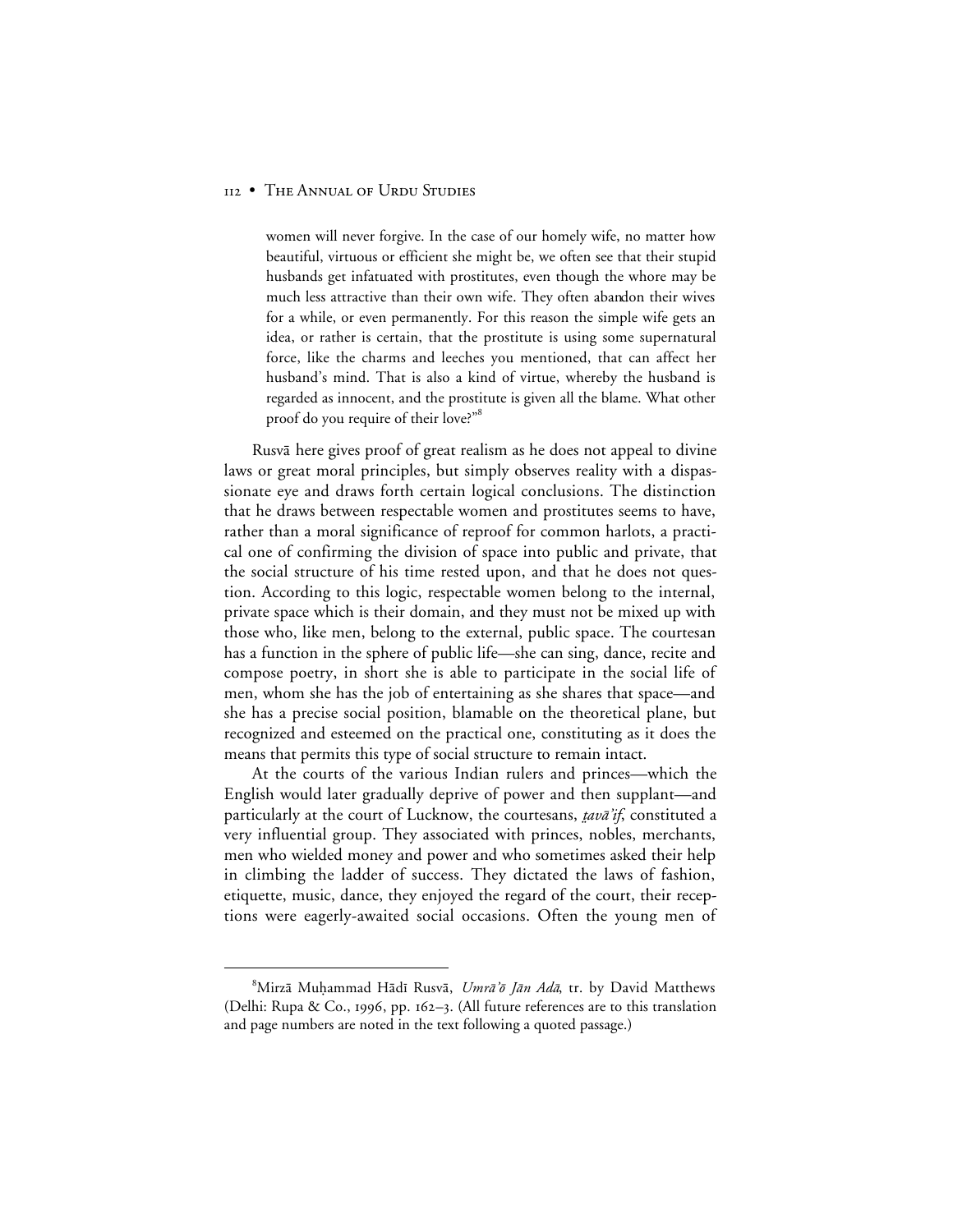> women will never forgive. In the case of our homely wife, no matter how beautiful, virtuous or efficient she might be, we often see that their stupid husbands get infatuated with prostitutes, even though the whore may be much less attractive than their own wife. They often abandon their wives for a while, or even permanently. For this reason the simple wife gets an idea, or rather is certain, that the prostitute is using some supernatural force, like the charms and leeches you mentioned, that can affect her husband's mind. That is also a kind of virtue, whereby the husband is regarded as innocent, and the prostitute is given all the blame. What other proof do you require of their love?"[8]

Rusvā here gives proof of great realism as he does not appeal to divine laws or great moral principles, but simply observes reality with a dispassionate eye and draws forth certain logical conclusions. The distinction that he draws between respectable women and prostitutes seems to have, rather than a moral significance of reproof for common harlots, a practical one of confirming the division of space into public and private, that the social structure of his time rested upon, and that he does not question. According to this logic, respectable women belong to the internal, private space which is their domain, and they must not be mixed up with those who, like men, belong to the external, public space. The courtesan has a function in the sphere of public life—she can sing, dance, recite and compose poetry, in short she is able to participate in the social life of men, whom she has the job of entertaining as she shares that space—and she has a precise social position, blamable on the theoretical plane, but recognized and esteemed on the practical one, constituting as it does the means that permits this type of social structure to remain intact.

At the courts of the various Indian rulers and princes—which the English would later gradually deprive of power and then supplant—and particularly at the court of Lucknow, the courtesans, *ṭavā'if*, constituted a very influential group. They associated with princes, nobles, merchants, men who wielded money and power and who sometimes asked their help in climbing the ladder of success. They dictated the laws of fashion, etiquette, music, dance, they enjoyed the regard of the court, their receptions were eagerly-awaited social occasions. Often the young men of

---

[8] Mirzā Muḥammad Hādī Rusvā, *Umrā'ō Jān Adā*, tr. by David Matthews (Delhi: Rupa & Co., 1996, pp. 162–3. (All future references are to this translation and page numbers are noted in the text following a quoted passage.)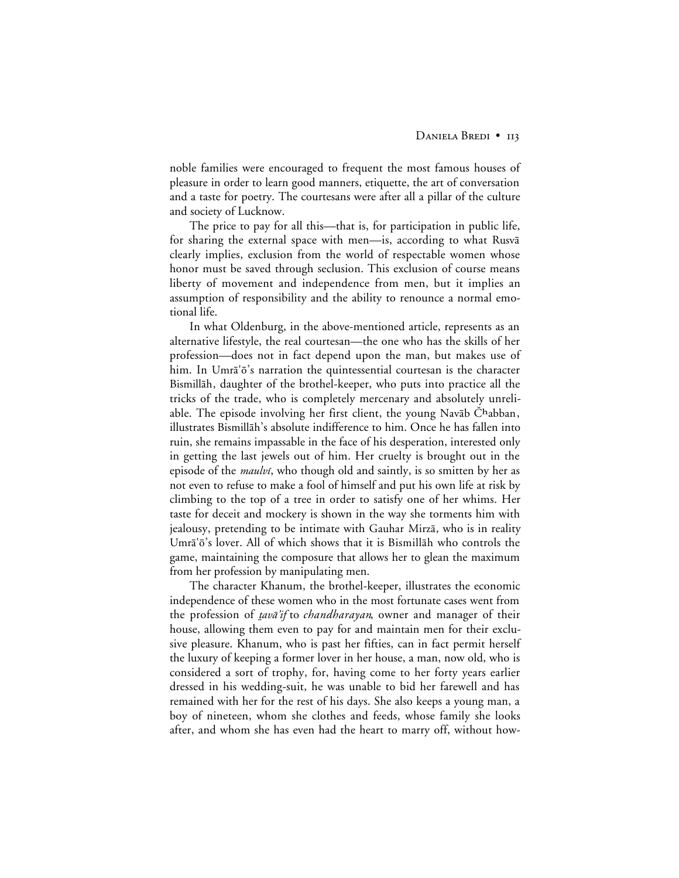noble families were encouraged to frequent the most famous houses of pleasure in order to learn good manners, etiquette, the art of conversation and a taste for poetry. The courtesans were after all a pillar of the culture and society of Lucknow.

The price to pay for all this—that is, for participation in public life, for sharing the external space with men—is, according to what Rusvā clearly implies, exclusion from the world of respectable women whose honor must be saved through seclusion. This exclusion of course means liberty of movement and independence from men, but it implies an assumption of responsibility and the ability to renounce a normal emotional life.

In what Oldenburg, in the above-mentioned article, represents as an alternative lifestyle, the real courtesan—the one who has the skills of her profession—does not in fact depend upon the man, but makes use of him. In Umrā'ō's narration the quintessential courtesan is the character Bismillāh, daughter of the brothel-keeper, who puts into practice all the tricks of the trade, who is completely mercenary and absolutely unreliable. The episode involving her first client, the young Navāb Čʰabban, illustrates Bismillāh's absolute indifference to him. Once he has fallen into ruin, she remains impassable in the face of his desperation, interested only in getting the last jewels out of him. Her cruelty is brought out in the episode of the *maulvī*, who though old and saintly, is so smitten by her as not even to refuse to make a fool of himself and put his own life at risk by climbing to the top of a tree in order to satisfy one of her whims. Her taste for deceit and mockery is shown in the way she torments him with jealousy, pretending to be intimate with Gauhar Mirzā, who is in reality Umrā'ō's lover. All of which shows that it is Bismillāh who controls the game, maintaining the composure that allows her to glean the maximum from her profession by manipulating men.

The character Khanum, the brothel-keeper, illustrates the economic independence of these women who in the most fortunate cases went from the profession of *ṭavā'if* to *chandharayan*, owner and manager of their house, allowing them even to pay for and maintain men for their exclusive pleasure. Khanum, who is past her fifties, can in fact permit herself the luxury of keeping a former lover in her house, a man, now old, who is considered a sort of trophy, for, having come to her forty years earlier dressed in his wedding-suit, he was unable to bid her farewell and has remained with her for the rest of his days. She also keeps a young man, a boy of nineteen, whom she clothes and feeds, whose family she looks after, and whom she has even had the heart to marry off, without how-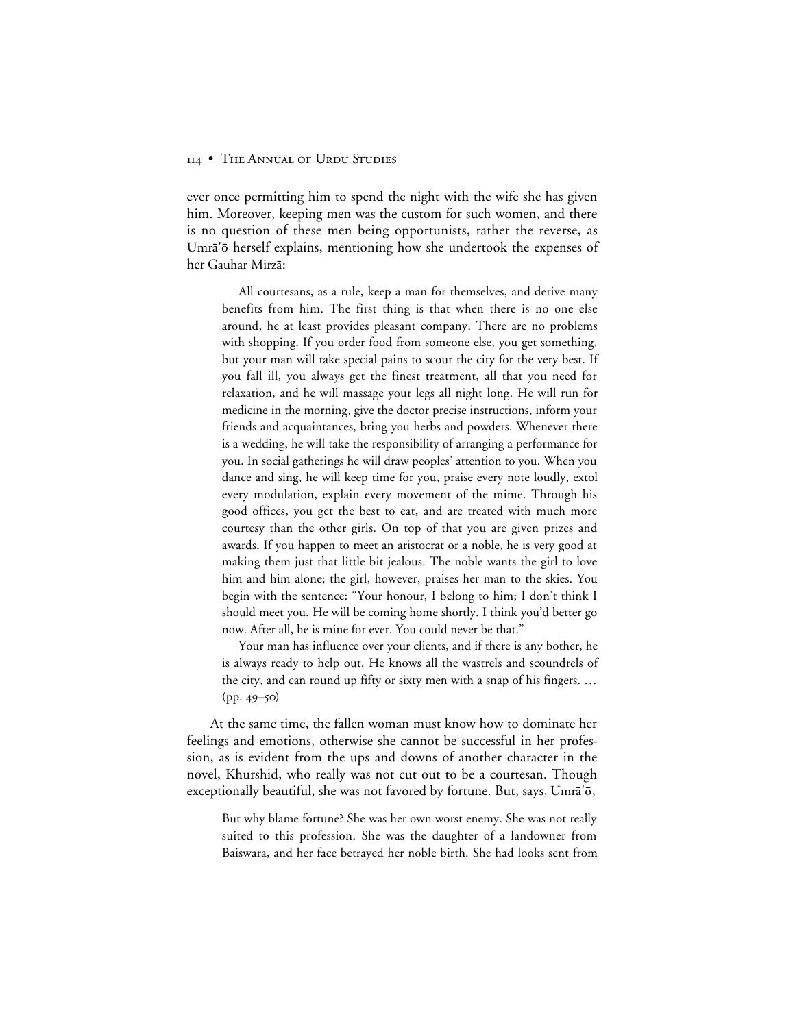ever once permitting him to spend the night with the wife she has given him. Moreover, keeping men was the custom for such women, and there is no question of these men being opportunists, rather the reverse, as Umrā'ō herself explains, mentioning how she undertook the expenses of her Gauhar Mirzā:

> All courtesans, as a rule, keep a man for themselves, and derive many benefits from him. The first thing is that when there is no one else around, he at least provides pleasant company. There are no problems with shopping. If you order food from someone else, you get something, but your man will take special pains to scour the city for the very best. If you fall ill, you always get the finest treatment, all that you need for relaxation, and he will massage your legs all night long. He will run for medicine in the morning, give the doctor precise instructions, inform your friends and acquaintances, bring you herbs and powders. Whenever there is a wedding, he will take the responsibility of arranging a performance for you. In social gatherings he will draw peoples' attention to you. When you dance and sing, he will keep time for you, praise every note loudly, extol every modulation, explain every movement of the mime. Through his good offices, you get the best to eat, and are treated with much more courtesy than the other girls. On top of that you are given prizes and awards. If you happen to meet an aristocrat or a noble, he is very good at making them just that little bit jealous. The noble wants the girl to love him and him alone; the girl, however, praises her man to the skies. You begin with the sentence: "Your honour, I belong to him; I don't think I should meet you. He will be coming home shortly. I think you'd better go now. After all, he is mine for ever. You could never be that."
>
> Your man has influence over your clients, and if there is any bother, he is always ready to help out. He knows all the wastrels and scoundrels of the city, and can round up fifty or sixty men with a snap of his fingers. … (pp. 49–50)

At the same time, the fallen woman must know how to dominate her feelings and emotions, otherwise she cannot be successful in her profession, as is evident from the ups and downs of another character in the novel, Khurshid, who really was not cut out to be a courtesan. Though exceptionally beautiful, she was not favored by fortune. But, says, Umrā'ō,

> But why blame fortune? She was her own worst enemy. She was not really suited to this profession. She was the daughter of a landowner from Baiswara, and her face betrayed her noble birth. She had looks sent from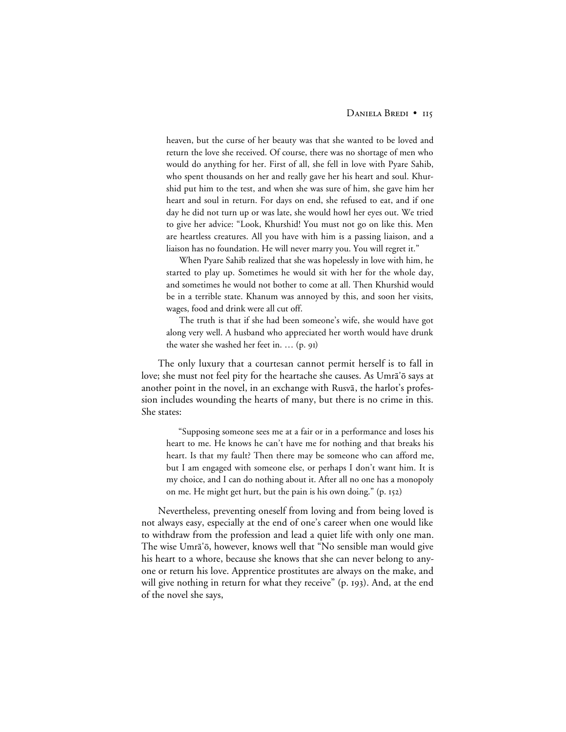heaven, but the curse of her beauty was that she wanted to be loved and return the love she received. Of course, there was no shortage of men who would do anything for her. First of all, she fell in love with Pyare Sahib, who spent thousands on her and really gave her his heart and soul. Khurshid put him to the test, and when she was sure of him, she gave him her heart and soul in return. For days on end, she refused to eat, and if one day he did not turn up or was late, she would howl her eyes out. We tried to give her advice: "Look, Khurshid! You must not go on like this. Men are heartless creatures. All you have with him is a passing liaison, and a liaison has no foundation. He will never marry you. You will regret it."

> When Pyare Sahib realized that she was hopelessly in love with him, he started to play up. Sometimes he would sit with her for the whole day, and sometimes he would not bother to come at all. Then Khurshid would be in a terrible state. Khanum was annoyed by this, and soon her visits, wages, food and drink were all cut off.
>
> The truth is that if she had been someone's wife, she would have got along very well. A husband who appreciated her worth would have drunk the water she washed her feet in. … (p. 91)

The only luxury that a courtesan cannot permit herself is to fall in love; she must not feel pity for the heartache she causes. As Umrā'ō says at another point in the novel, in an exchange with Rusvā, the harlot's profession includes wounding the hearts of many, but there is no crime in this. She states:

> "Supposing someone sees me at a fair or in a performance and loses his heart to me. He knows he can't have me for nothing and that breaks his heart. Is that my fault? Then there may be someone who can afford me, but I am engaged with someone else, or perhaps I don't want him. It is my choice, and I can do nothing about it. After all no one has a monopoly on me. He might get hurt, but the pain is his own doing." (p. 152)

Nevertheless, preventing oneself from loving and from being loved is not always easy, especially at the end of one's career when one would like to withdraw from the profession and lead a quiet life with only one man. The wise Umrā'ō, however, knows well that "No sensible man would give his heart to a whore, because she knows that she can never belong to anyone or return his love. Apprentice prostitutes are always on the make, and will give nothing in return for what they receive" (p. 193). And, at the end of the novel she says,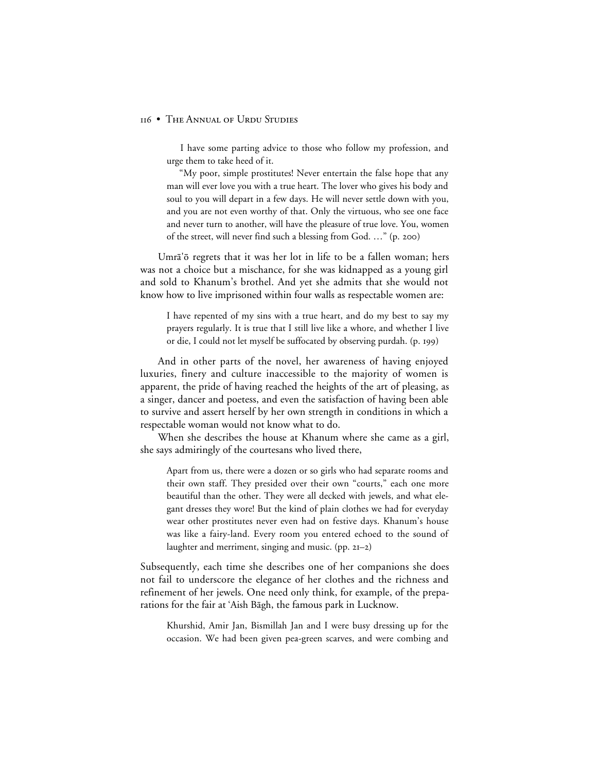> I have some parting advice to those who follow my profession, and urge them to take heed of it.
>
> "My poor, simple prostitutes! Never entertain the false hope that any man will ever love you with a true heart. The lover who gives his body and soul to you will depart in a few days. He will never settle down with you, and you are not even worthy of that. Only the virtuous, who see one face and never turn to another, will have the pleasure of true love. You, women of the street, will never find such a blessing from God. …" (p. 200)

Umrā'ō regrets that it was her lot in life to be a fallen woman; hers was not a choice but a mischance, for she was kidnapped as a young girl and sold to Khanum's brothel. And yet she admits that she would not know how to live imprisoned within four walls as respectable women are:

> I have repented of my sins with a true heart, and do my best to say my prayers regularly. It is true that I still live like a whore, and whether I live or die, I could not let myself be suffocated by observing purdah. (p. 199)

And in other parts of the novel, her awareness of having enjoyed luxuries, finery and culture inaccessible to the majority of women is apparent, the pride of having reached the heights of the art of pleasing, as a singer, dancer and poetess, and even the satisfaction of having been able to survive and assert herself by her own strength in conditions in which a respectable woman would not know what to do.

When she describes the house at Khanum where she came as a girl, she says admiringly of the courtesans who lived there,

> Apart from us, there were a dozen or so girls who had separate rooms and their own staff. They presided over their own "courts," each one more beautiful than the other. They were all decked with jewels, and what elegant dresses they wore! But the kind of plain clothes we had for everyday wear other prostitutes never even had on festive days. Khanum's house was like a fairy-land. Every room you entered echoed to the sound of laughter and merriment, singing and music. (pp. 21–2)

Subsequently, each time she describes one of her companions she does not fail to underscore the elegance of her clothes and the richness and refinement of her jewels. One need only think, for example, of the preparations for the fair at 'Aish Bāgh, the famous park in Lucknow.

> Khurshid, Amir Jan, Bismillah Jan and I were busy dressing up for the occasion. We had been given pea-green scarves, and were combing and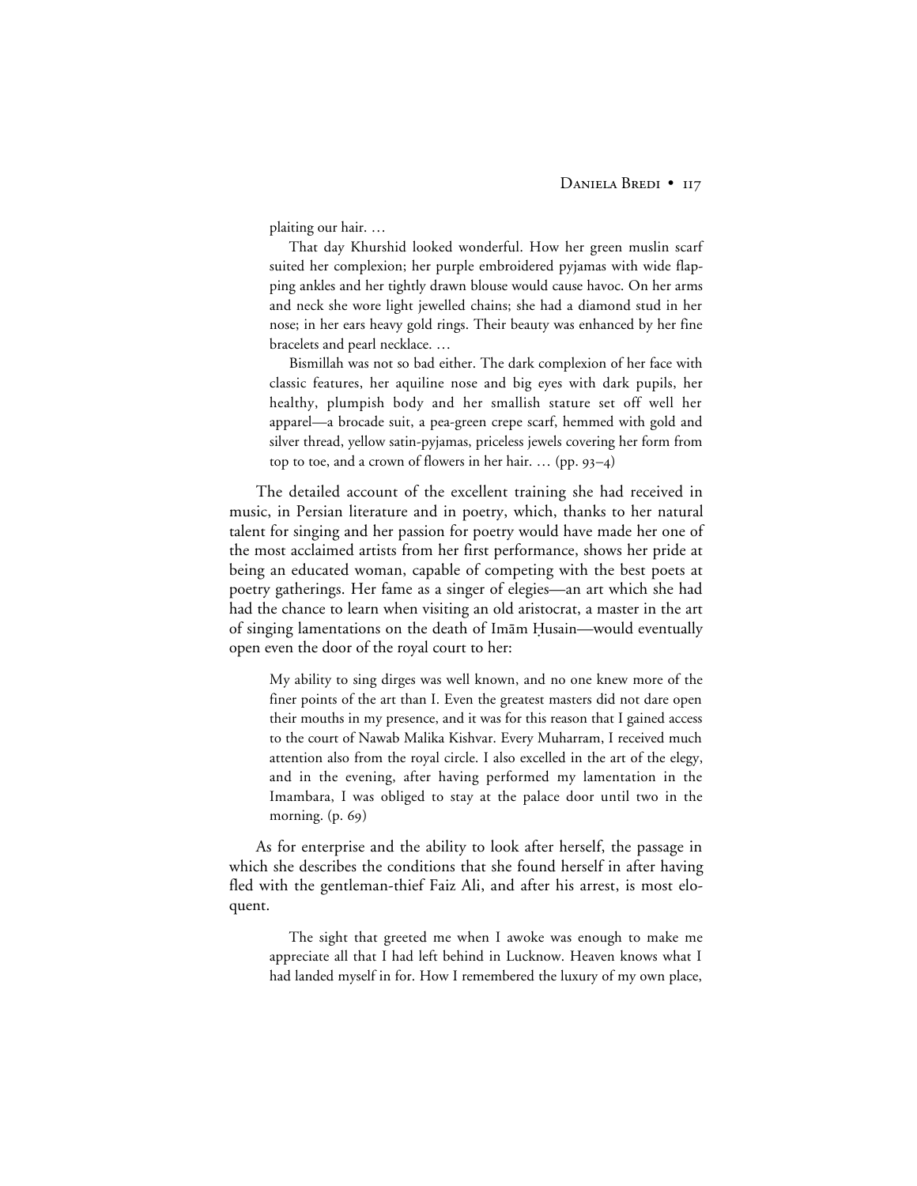> plaiting our hair. …
>
> That day Khurshid looked wonderful. How her green muslin scarf suited her complexion; her purple embroidered pyjamas with wide flapping ankles and her tightly drawn blouse would cause havoc. On her arms and neck she wore light jewelled chains; she had a diamond stud in her nose; in her ears heavy gold rings. Their beauty was enhanced by her fine bracelets and pearl necklace. …
>
> Bismillah was not so bad either. The dark complexion of her face with classic features, her aquiline nose and big eyes with dark pupils, her healthy, plumpish body and her smallish stature set off well her apparel—a brocade suit, a pea-green crepe scarf, hemmed with gold and silver thread, yellow satin-pyjamas, priceless jewels covering her form from top to toe, and a crown of flowers in her hair. … (pp. 93–4)

The detailed account of the excellent training she had received in music, in Persian literature and in poetry, which, thanks to her natural talent for singing and her passion for poetry would have made her one of the most acclaimed artists from her first performance, shows her pride at being an educated woman, capable of competing with the best poets at poetry gatherings. Her fame as a singer of elegies—an art which she had had the chance to learn when visiting an old aristocrat, a master in the art of singing lamentations on the death of Imām Ḥusain—would eventually open even the door of the royal court to her:

> My ability to sing dirges was well known, and no one knew more of the finer points of the art than I. Even the greatest masters did not dare open their mouths in my presence, and it was for this reason that I gained access to the court of Nawab Malika Kishvar. Every Muharram, I received much attention also from the royal circle. I also excelled in the art of the elegy, and in the evening, after having performed my lamentation in the Imambara, I was obliged to stay at the palace door until two in the morning. (p. 69)

As for enterprise and the ability to look after herself, the passage in which she describes the conditions that she found herself in after having fled with the gentleman-thief Faiz Ali, and after his arrest, is most eloquent.

> The sight that greeted me when I awoke was enough to make me appreciate all that I had left behind in Lucknow. Heaven knows what I had landed myself in for. How I remembered the luxury of my own place,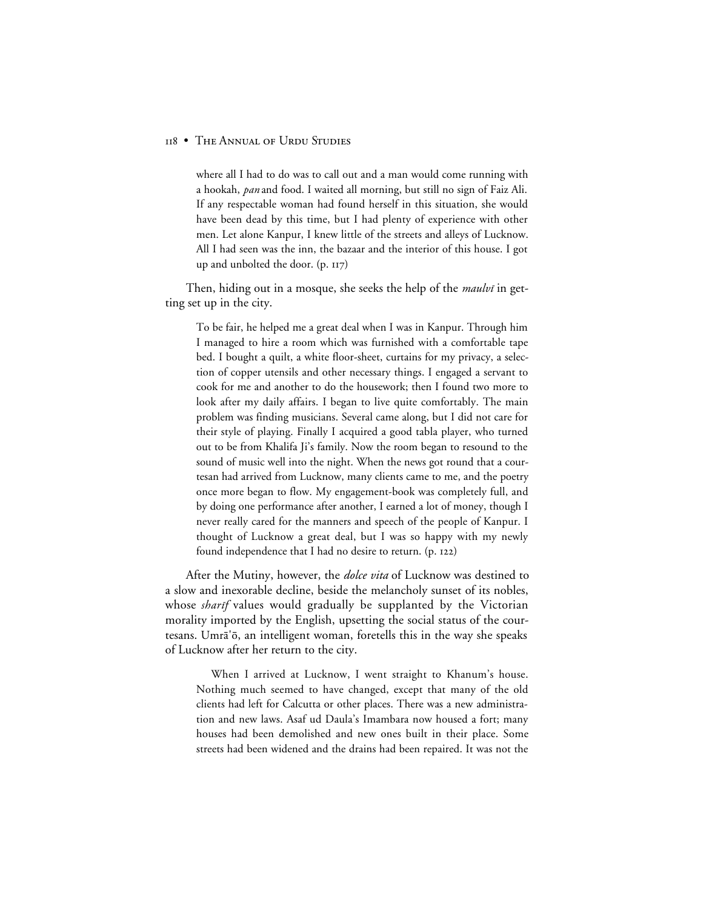where all I had to do was to call out and a man would come running with a hookah, *pan* and food. I waited all morning, but still no sign of Faiz Ali. If any respectable woman had found herself in this situation, she would have been dead by this time, but I had plenty of experience with other men. Let alone Kanpur, I knew little of the streets and alleys of Lucknow. All I had seen was the inn, the bazaar and the interior of this house. I got up and unbolted the door. (p. 117)

Then, hiding out in a mosque, she seeks the help of the *maulvī* in getting set up in the city.

> To be fair, he helped me a great deal when I was in Kanpur. Through him I managed to hire a room which was furnished with a comfortable tape bed. I bought a quilt, a white floor-sheet, curtains for my privacy, a selection of copper utensils and other necessary things. I engaged a servant to cook for me and another to do the housework; then I found two more to look after my daily affairs. I began to live quite comfortably. The main problem was finding musicians. Several came along, but I did not care for their style of playing. Finally I acquired a good tabla player, who turned out to be from Khalifa Ji's family. Now the room began to resound to the sound of music well into the night. When the news got round that a courtesan had arrived from Lucknow, many clients came to me, and the poetry once more began to flow. My engagement-book was completely full, and by doing one performance after another, I earned a lot of money, though I never really cared for the manners and speech of the people of Kanpur. I thought of Lucknow a great deal, but I was so happy with my newly found independence that I had no desire to return. (p. 122)

After the Mutiny, however, the *dolce vita* of Lucknow was destined to a slow and inexorable decline, beside the melancholy sunset of its nobles, whose *sharīf* values would gradually be supplanted by the Victorian morality imported by the English, upsetting the social status of the courtesans. Umrā'ō, an intelligent woman, foretells this in the way she speaks of Lucknow after her return to the city.

> When I arrived at Lucknow, I went straight to Khanum's house. Nothing much seemed to have changed, except that many of the old clients had left for Calcutta or other places. There was a new administration and new laws. Asaf ud Daula's Imambara now housed a fort; many houses had been demolished and new ones built in their place. Some streets had been widened and the drains had been repaired. It was not the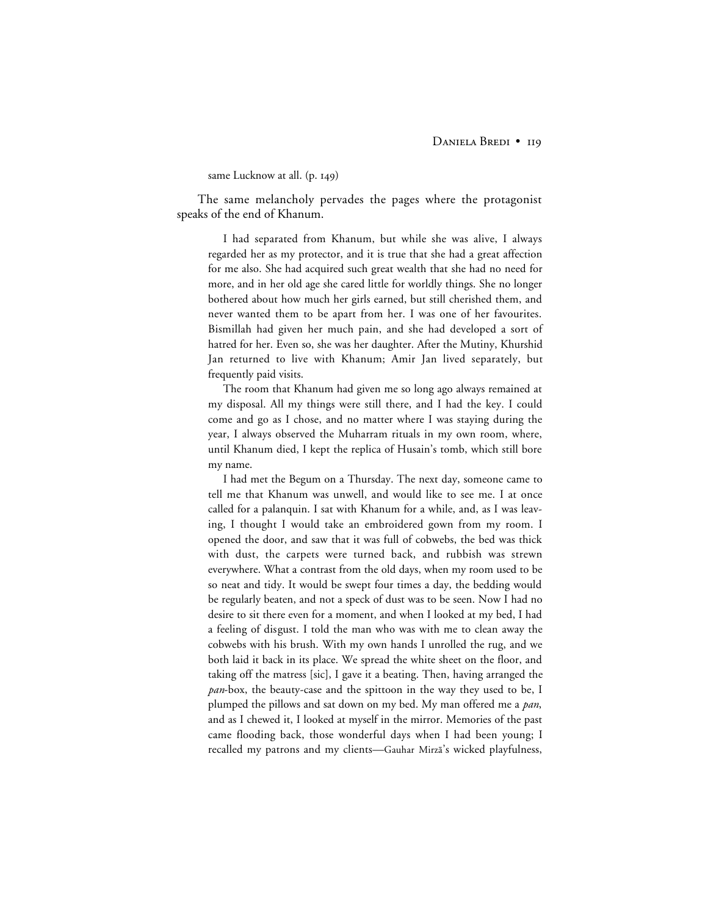same Lucknow at all. (p. 149)

The same melancholy pervades the pages where the protagonist speaks of the end of Khanum.

> I had separated from Khanum, but while she was alive, I always regarded her as my protector, and it is true that she had a great affection for me also. She had acquired such great wealth that she had no need for more, and in her old age she cared little for worldly things. She no longer bothered about how much her girls earned, but still cherished them, and never wanted them to be apart from her. I was one of her favourites. Bismillah had given her much pain, and she had developed a sort of hatred for her. Even so, she was her daughter. After the Mutiny, Khurshid Jan returned to live with Khanum; Amir Jan lived separately, but frequently paid visits.
>
> The room that Khanum had given me so long ago always remained at my disposal. All my things were still there, and I had the key. I could come and go as I chose, and no matter where I was staying during the year, I always observed the Muharram rituals in my own room, where, until Khanum died, I kept the replica of Husain's tomb, which still bore my name.
>
> I had met the Begum on a Thursday. The next day, someone came to tell me that Khanum was unwell, and would like to see me. I at once called for a palanquin. I sat with Khanum for a while, and, as I was leaving, I thought I would take an embroidered gown from my room. I opened the door, and saw that it was full of cobwebs, the bed was thick with dust, the carpets were turned back, and rubbish was strewn everywhere. What a contrast from the old days, when my room used to be so neat and tidy. It would be swept four times a day, the bedding would be regularly beaten, and not a speck of dust was to be seen. Now I had no desire to sit there even for a moment, and when I looked at my bed, I had a feeling of disgust. I told the man who was with me to clean away the cobwebs with his brush. With my own hands I unrolled the rug, and we both laid it back in its place. We spread the white sheet on the floor, and taking off the matress [sic], I gave it a beating. Then, having arranged the *pan*-box, the beauty-case and the spittoon in the way they used to be, I plumped the pillows and sat down on my bed. My man offered me a *pan*, and as I chewed it, I looked at myself in the mirror. Memories of the past came flooding back, those wonderful days when I had been young; I recalled my patrons and my clients—Gauhar Mirzā's wicked playfulness,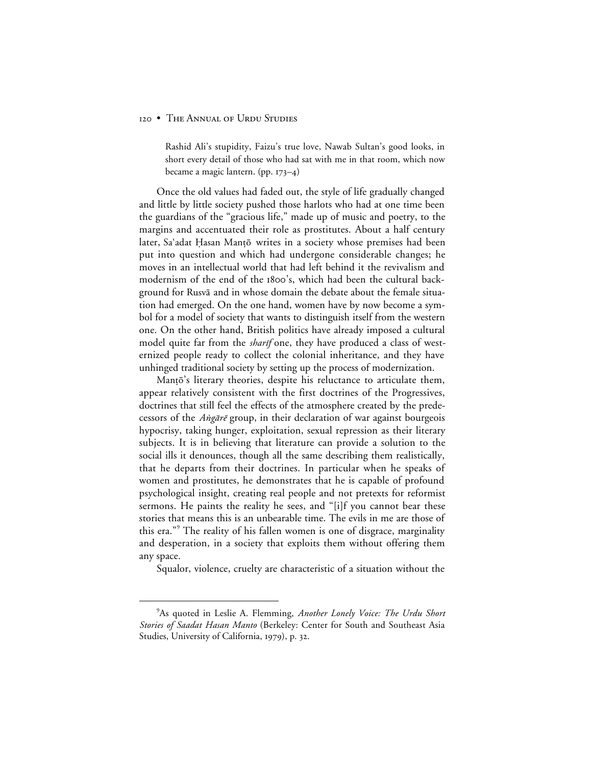> Rashid Ali's stupidity, Faizu's true love, Nawab Sultan's good looks, in short every detail of those who had sat with me in that room, which now became a magic lantern. (pp. 173–4)

Once the old values had faded out, the style of life gradually changed and little by little society pushed those harlots who had at one time been the guardians of the "gracious life," made up of music and poetry, to the margins and accentuated their role as prostitutes. About a half century later, Sa'adat Ḥasan Manṭō writes in a society whose premises had been put into question and which had undergone considerable changes; he moves in an intellectual world that had left behind it the revivalism and modernism of the end of the 1800's, which had been the cultural background for Rusvā and in whose domain the debate about the female situation had emerged. On the one hand, women have by now become a symbol for a model of society that wants to distinguish itself from the western one. On the other hand, British politics have already imposed a cultural model quite far from the *sharīf* one, they have produced a class of westernized people ready to collect the colonial inheritance, and they have unhinged traditional society by setting up the process of modernization.

Manṭō's literary theories, despite his reluctance to articulate them, appear relatively consistent with the first doctrines of the Progressives, doctrines that still feel the effects of the atmosphere created by the predecessors of the *Aṅgārē* group, in their declaration of war against bourgeois hypocrisy, taking hunger, exploitation, sexual repression as their literary subjects. It is in believing that literature can provide a solution to the social ills it denounces, though all the same describing them realistically, that he departs from their doctrines. In particular when he speaks of women and prostitutes, he demonstrates that he is capable of profound psychological insight, creating real people and not pretexts for reformist sermons. He paints the reality he sees, and "[i]f you cannot bear these stories that means this is an unbearable time. The evils in me are those of this era."[9] The reality of his fallen women is one of disgrace, marginality and desperation, in a society that exploits them without offering them any space.

Squalor, violence, cruelty are characteristic of a situation without the

---

[9]As quoted in Leslie A. Flemming, *Another Lonely Voice: The Urdu Short Stories of Saadat Hasan Manto* (Berkeley: Center for South and Southeast Asia Studies, University of California, 1979), p. 32.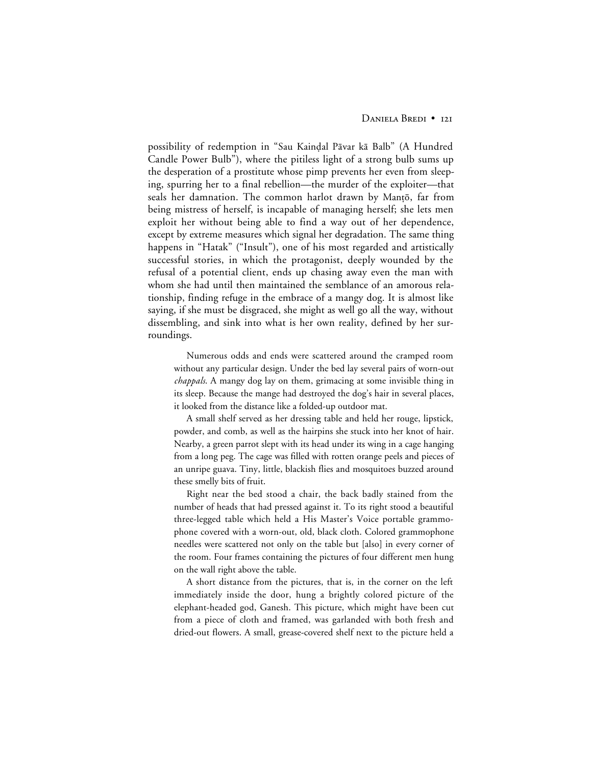possibility of redemption in "Sau Kainḍal Pāvar kā Balb" (A Hundred Candle Power Bulb"), where the pitiless light of a strong bulb sums up the desperation of a prostitute whose pimp prevents her even from sleeping, spurring her to a final rebellion—the murder of the exploiter—that seals her damnation. The common harlot drawn by Manṭō, far from being mistress of herself, is incapable of managing herself; she lets men exploit her without being able to find a way out of her dependence, except by extreme measures which signal her degradation. The same thing happens in "Hatak" ("Insult"), one of his most regarded and artistically successful stories, in which the protagonist, deeply wounded by the refusal of a potential client, ends up chasing away even the man with whom she had until then maintained the semblance of an amorous relationship, finding refuge in the embrace of a mangy dog. It is almost like saying, if she must be disgraced, she might as well go all the way, without dissembling, and sink into what is her own reality, defined by her surroundings.

> Numerous odds and ends were scattered around the cramped room without any particular design. Under the bed lay several pairs of worn-out *chappals*. A mangy dog lay on them, grimacing at some invisible thing in its sleep. Because the mange had destroyed the dog's hair in several places, it looked from the distance like a folded-up outdoor mat.
>
> A small shelf served as her dressing table and held her rouge, lipstick, powder, and comb, as well as the hairpins she stuck into her knot of hair. Nearby, a green parrot slept with its head under its wing in a cage hanging from a long peg. The cage was filled with rotten orange peels and pieces of an unripe guava. Tiny, little, blackish flies and mosquitoes buzzed around these smelly bits of fruit.
>
> Right near the bed stood a chair, the back badly stained from the number of heads that had pressed against it. To its right stood a beautiful three-legged table which held a His Master's Voice portable grammophone covered with a worn-out, old, black cloth. Colored grammophone needles were scattered not only on the table but [also] in every corner of the room. Four frames containing the pictures of four different men hung on the wall right above the table.
>
> A short distance from the pictures, that is, in the corner on the left immediately inside the door, hung a brightly colored picture of the elephant-headed god, Ganesh. This picture, which might have been cut from a piece of cloth and framed, was garlanded with both fresh and dried-out flowers. A small, grease-covered shelf next to the picture held a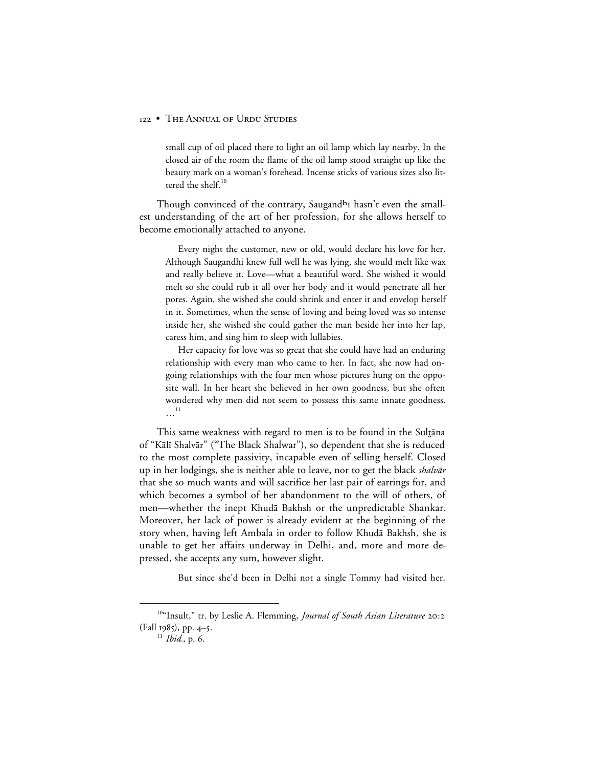small cup of oil placed there to light an oil lamp which lay nearby. In the closed air of the room the flame of the oil lamp stood straight up like the beauty mark on a woman's forehead. Incense sticks of various sizes also littered the shelf.[10]

Though convinced of the contrary, Saugandʰī hasn't even the smallest understanding of the art of her profession, for she allows herself to become emotionally attached to anyone.

> Every night the customer, new or old, would declare his love for her. Although Saugandhi knew full well he was lying, she would melt like wax and really believe it. Love—what a beautiful word. She wished it would melt so she could rub it all over her body and it would penetrate all her pores. Again, she wished she could shrink and enter it and envelop herself in it. Sometimes, when the sense of loving and being loved was so intense inside her, she wished she could gather the man beside her into her lap, caress him, and sing him to sleep with lullabies.
>
> Her capacity for love was so great that she could have had an enduring relationship with every man who came to her. In fact, she now had ongoing relationships with the four men whose pictures hung on the opposite wall. In her heart she believed in her own goodness, but she often wondered why men did not seem to possess this same innate goodness. …[11]

This same weakness with regard to men is to be found in the Sulṭāna of "Kālī Shalvār" ("The Black Shalwar"), so dependent that she is reduced to the most complete passivity, incapable even of selling herself. Closed up in her lodgings, she is neither able to leave, nor to get the black *shalvār* that she so much wants and will sacrifice her last pair of earrings for, and which becomes a symbol of her abandonment to the will of others, of men—whether the inept Khudā Bakhsh or the unpredictable Shankar. Moreover, her lack of power is already evident at the beginning of the story when, having left Ambala in order to follow Khudā Bakhsh, she is unable to get her affairs underway in Delhi, and, more and more depressed, she accepts any sum, however slight.

> But since she'd been in Delhi not a single Tommy had visited her.

[10] "Insult," tr. by Leslie A. Flemming, *Journal of South Asian Literature* 20:2 (Fall 1985), pp. 4–5.

[11] *Ibid.*, p. 6.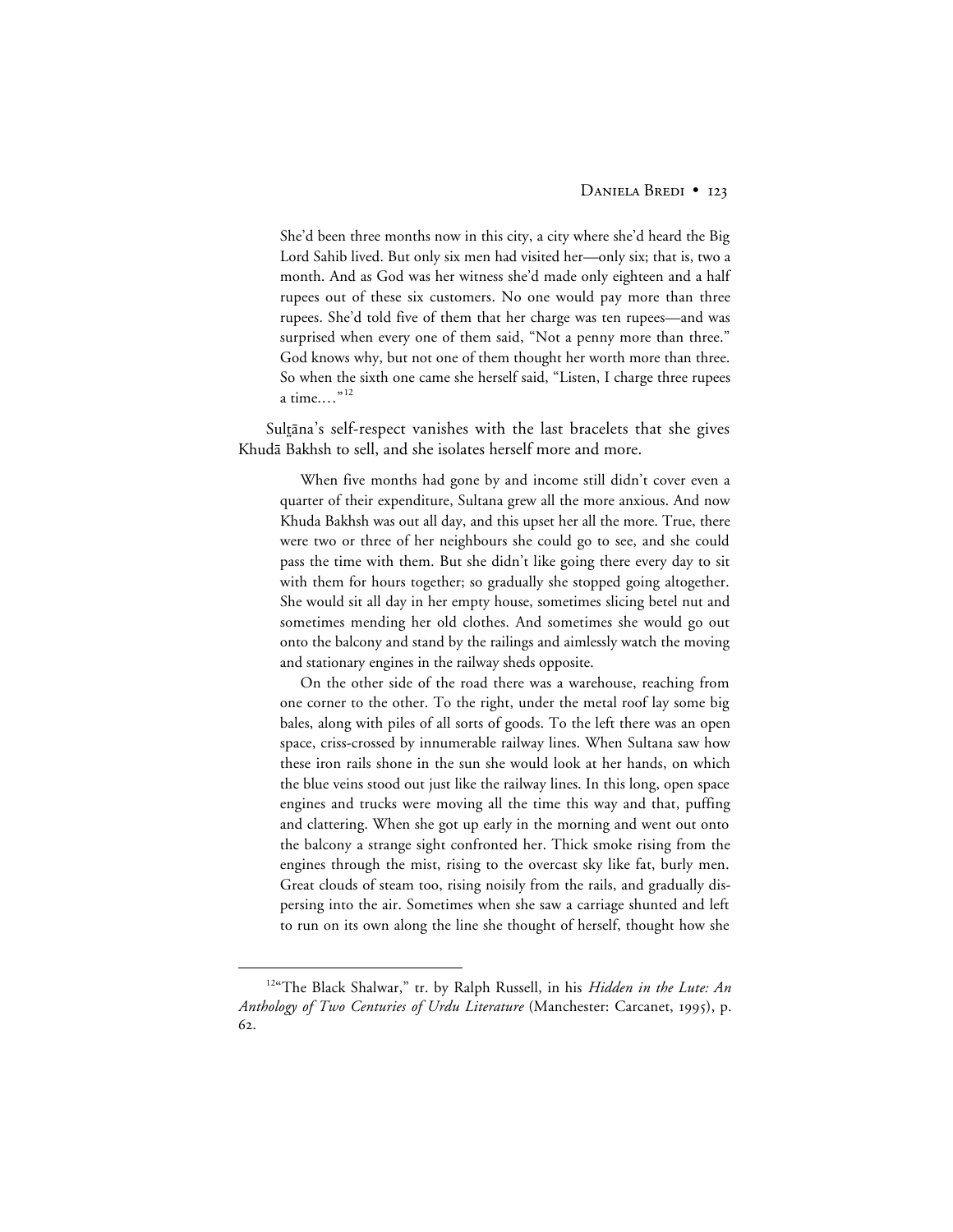> She'd been three months now in this city, a city where she'd heard the Big Lord Sahib lived. But only six men had visited her—only six; that is, two a month. And as God was her witness she'd made only eighteen and a half rupees out of these six customers. No one would pay more than three rupees. She'd told five of them that her charge was ten rupees—and was surprised when every one of them said, "Not a penny more than three." God knows why, but not one of them thought her worth more than three. So when the sixth one came she herself said, "Listen, I charge three rupees a time.…"[12]

Sulṯāna's self-respect vanishes with the last bracelets that she gives Khudā Bakhsh to sell, and she isolates herself more and more.

> When five months had gone by and income still didn't cover even a quarter of their expenditure, Sultana grew all the more anxious. And now Khuda Bakhsh was out all day, and this upset her all the more. True, there were two or three of her neighbours she could go to see, and she could pass the time with them. But she didn't like going there every day to sit with them for hours together; so gradually she stopped going altogether. She would sit all day in her empty house, sometimes slicing betel nut and sometimes mending her old clothes. And sometimes she would go out onto the balcony and stand by the railings and aimlessly watch the moving and stationary engines in the railway sheds opposite.
>
> On the other side of the road there was a warehouse, reaching from one corner to the other. To the right, under the metal roof lay some big bales, along with piles of all sorts of goods. To the left there was an open space, criss-crossed by innumerable railway lines. When Sultana saw how these iron rails shone in the sun she would look at her hands, on which the blue veins stood out just like the railway lines. In this long, open space engines and trucks were moving all the time this way and that, puffing and clattering. When she got up early in the morning and went out onto the balcony a strange sight confronted her. Thick smoke rising from the engines through the mist, rising to the overcast sky like fat, burly men. Great clouds of steam too, rising noisily from the rails, and gradually dispersing into the air. Sometimes when she saw a carriage shunted and left to run on its own along the line she thought of herself, thought how she

---

[12] "The Black Shalwar," tr. by Ralph Russell, in his *Hidden in the Lute: An Anthology of Two Centuries of Urdu Literature* (Manchester: Carcanet, 1995), p. 62.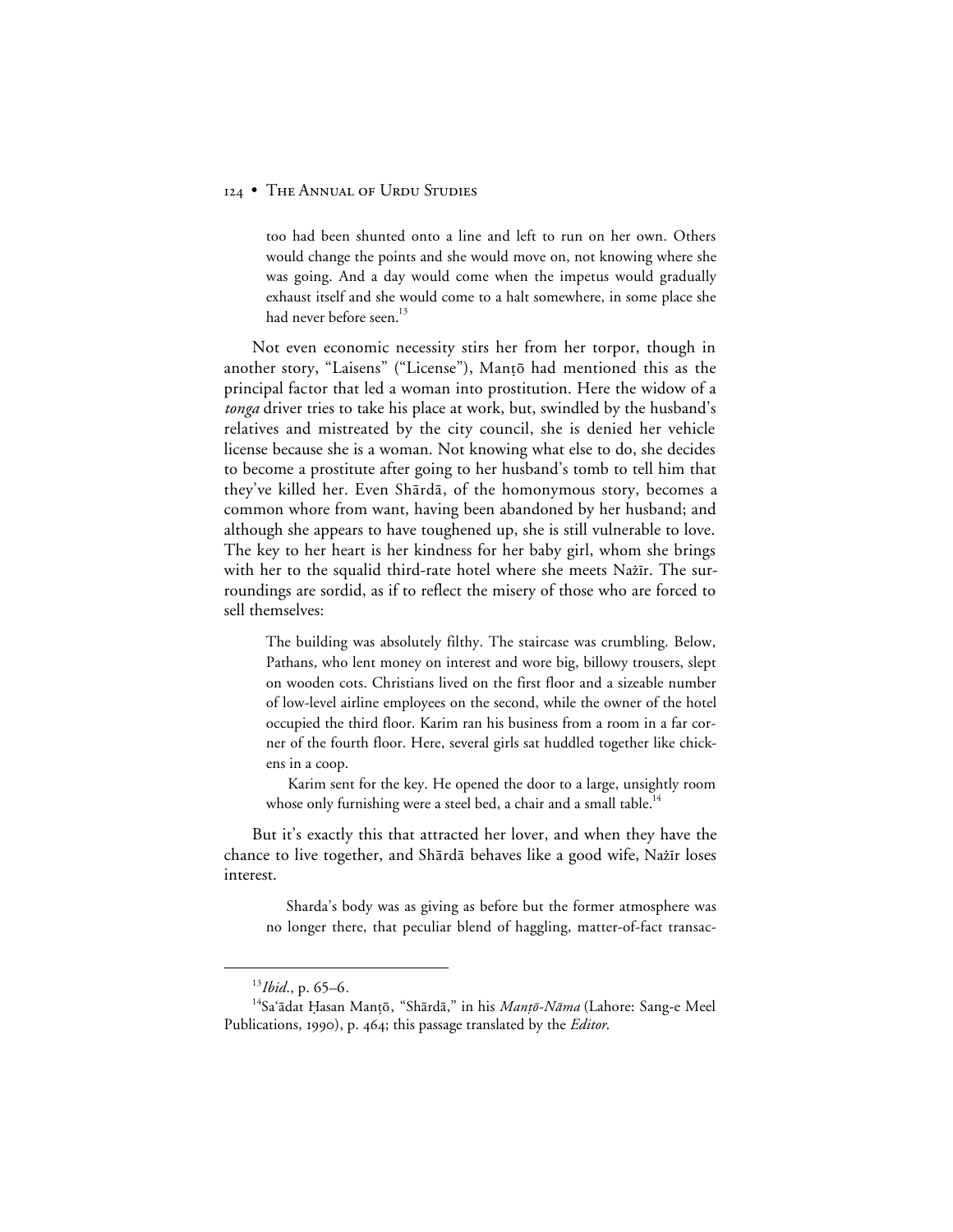too had been shunted onto a line and left to run on her own. Others would change the points and she would move on, not knowing where she was going. And a day would come when the impetus would gradually exhaust itself and she would come to a halt somewhere, in some place she had never before seen.[13]

Not even economic necessity stirs her from her torpor, though in another story, "Laisens" ("License"), Manṭō had mentioned this as the principal factor that led a woman into prostitution. Here the widow of a *tonga* driver tries to take his place at work, but, swindled by the husband's relatives and mistreated by the city council, she is denied her vehicle license because she is a woman. Not knowing what else to do, she decides to become a prostitute after going to her husband's tomb to tell him that they've killed her. Even Shārdā, of the homonymous story, becomes a common whore from want, having been abandoned by her husband; and although she appears to have toughened up, she is still vulnerable to love. The key to her heart is her kindness for her baby girl, whom she brings with her to the squalid third-rate hotel where she meets Nażīr. The surroundings are sordid, as if to reflect the misery of those who are forced to sell themselves:

> The building was absolutely filthy. The staircase was crumbling. Below, Pathans, who lent money on interest and wore big, billowy trousers, slept on wooden cots. Christians lived on the first floor and a sizeable number of low-level airline employees on the second, while the owner of the hotel occupied the third floor. Karim ran his business from a room in a far corner of the fourth floor. Here, several girls sat huddled together like chickens in a coop.
>
> Karim sent for the key. He opened the door to a large, unsightly room whose only furnishing were a steel bed, a chair and a small table.[14]

But it's exactly this that attracted her lover, and when they have the chance to live together, and Shārdā behaves like a good wife, Nażīr loses interest.

> Sharda's body was as giving as before but the former atmosphere was no longer there, that peculiar blend of haggling, matter-of-fact transac-

[13] *Ibid.*, p. 65–6.

[14] Saʿādat Ḥasan Manṭō, "Shārdā," in his *Manṭō-Nāma* (Lahore: Sang-e Meel Publications, 1990), p. 464; this passage translated by the *Editor*.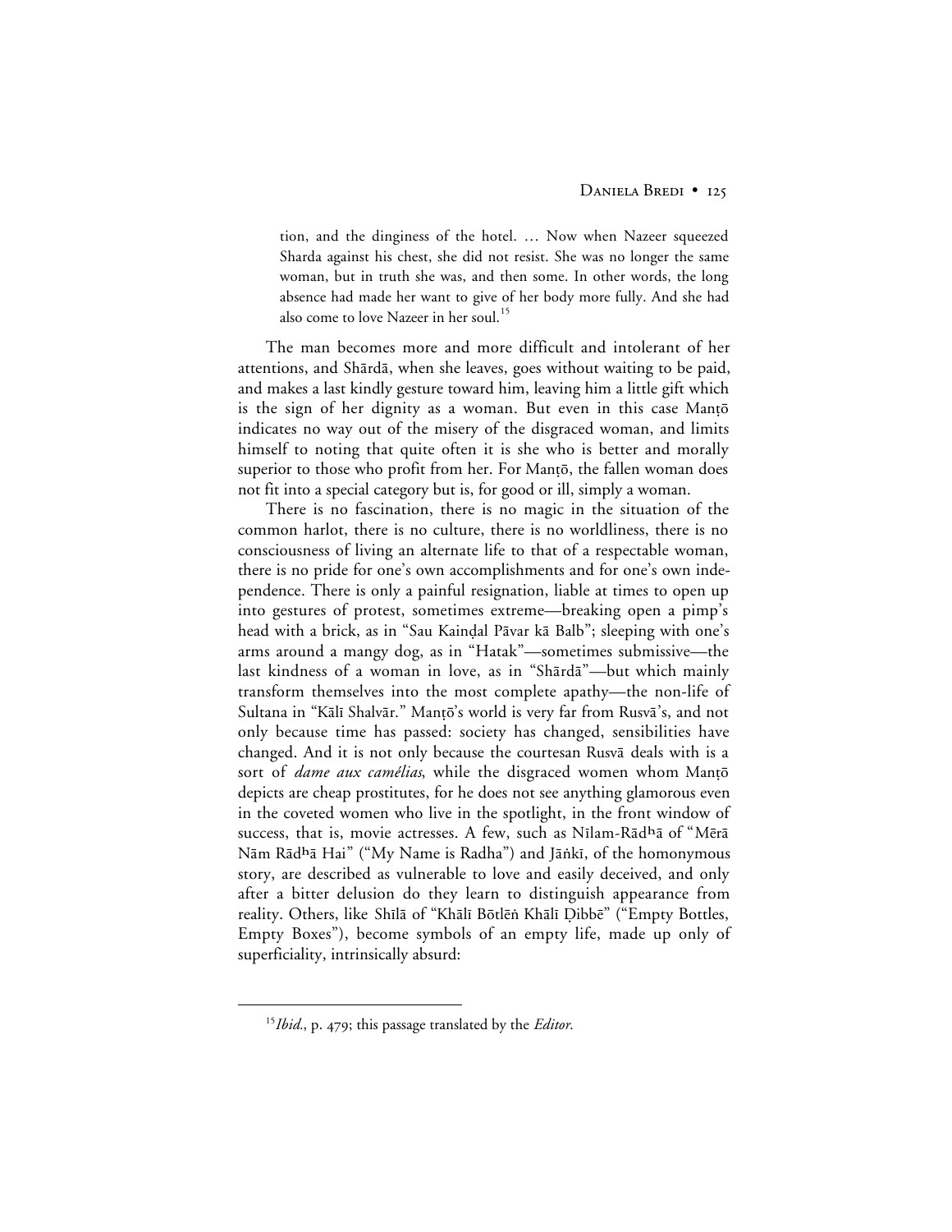> tion, and the dinginess of the hotel. … Now when Nazeer squeezed Sharda against his chest, she did not resist. She was no longer the same woman, but in truth she was, and then some. In other words, the long absence had made her want to give of her body more fully. And she had also come to love Nazeer in her soul.[15]

The man becomes more and more difficult and intolerant of her attentions, and Shārdā, when she leaves, goes without waiting to be paid, and makes a last kindly gesture toward him, leaving him a little gift which is the sign of her dignity as a woman. But even in this case Manṭō indicates no way out of the misery of the disgraced woman, and limits himself to noting that quite often it is she who is better and morally superior to those who profit from her. For Manṭō, the fallen woman does not fit into a special category but is, for good or ill, simply a woman.

There is no fascination, there is no magic in the situation of the common harlot, there is no culture, there is no worldliness, there is no consciousness of living an alternate life to that of a respectable woman, there is no pride for one's own accomplishments and for one's own independence. There is only a painful resignation, liable at times to open up into gestures of protest, sometimes extreme—breaking open a pimp's head with a brick, as in "Sau Kainḍal Pāvar kā Balb"; sleeping with one's arms around a mangy dog, as in "Hatak"—sometimes submissive—the last kindness of a woman in love, as in "Shārdā"—but which mainly transform themselves into the most complete apathy—the non-life of Sultana in "Kālī Shalvār." Manṭō's world is very far from Rusvā's, and not only because time has passed: society has changed, sensibilities have changed. And it is not only because the courtesan Rusvā deals with is a sort of *dame aux camélias*, while the disgraced women whom Manṭō depicts are cheap prostitutes, for he does not see anything glamorous even in the coveted women who live in the spotlight, in the front window of success, that is, movie actresses. A few, such as Nīlam-Rādʰā of "Mērā Nām Rādʰā Hai" ("My Name is Radha") and Jāṅkī, of the homonymous story, are described as vulnerable to love and easily deceived, and only after a bitter delusion do they learn to distinguish appearance from reality. Others, like Shīlā of "Khālī Bōtlēṅ Khālī Ḍibbē" ("Empty Bottles, Empty Boxes"), become symbols of an empty life, made up only of superficiality, intrinsically absurd:

---

[15] *Ibid.*, p. 479; this passage translated by the *Editor*.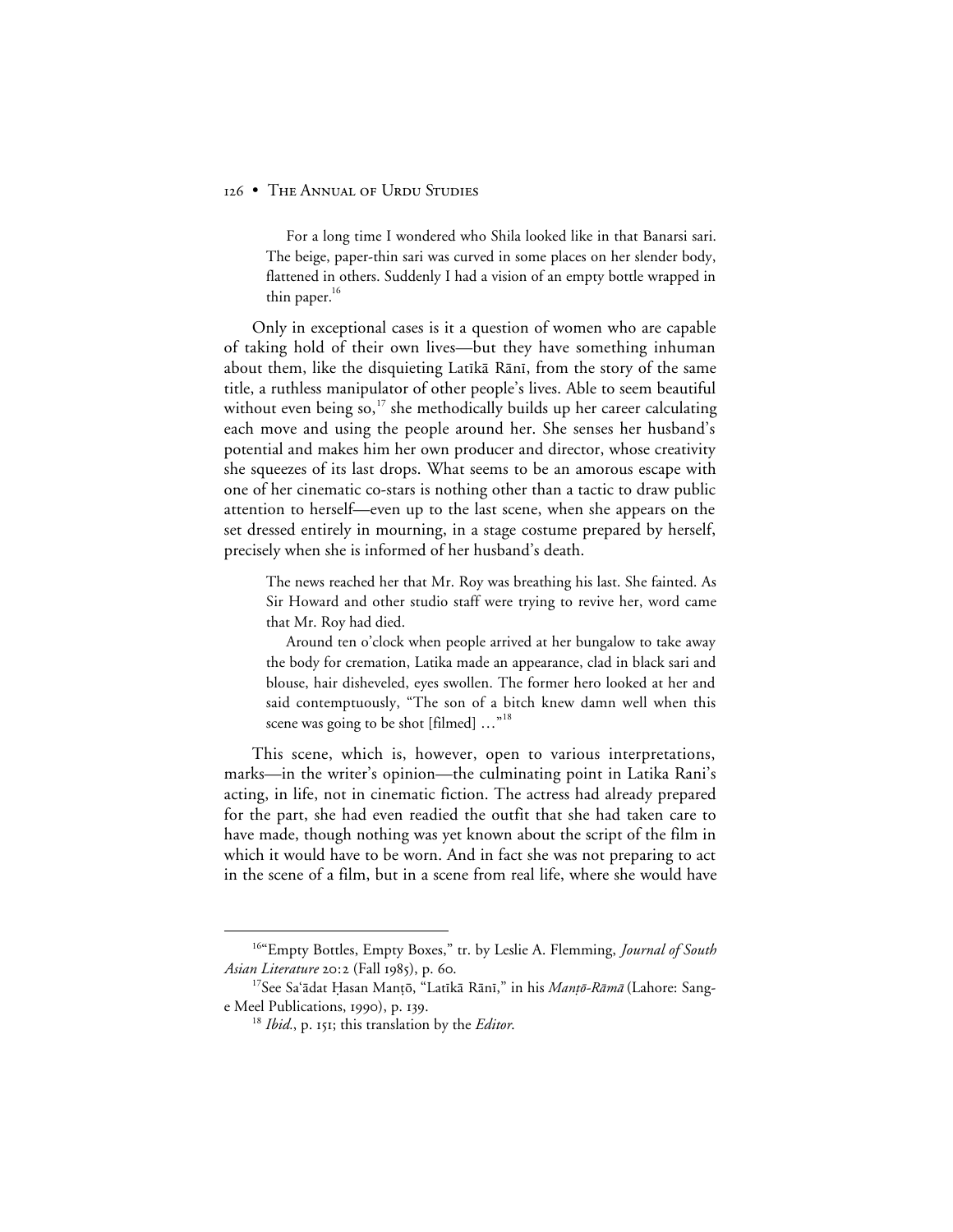> For a long time I wondered who Shila looked like in that Banarsi sari. The beige, paper-thin sari was curved in some places on her slender body, flattened in others. Suddenly I had a vision of an empty bottle wrapped in thin paper.[16]

Only in exceptional cases is it a question of women who are capable of taking hold of their own lives—but they have something inhuman about them, like the disquieting Latīkā Rānī, from the story of the same title, a ruthless manipulator of other people's lives. Able to seem beautiful without even being so,[17] she methodically builds up her career calculating each move and using the people around her. She senses her husband's potential and makes him her own producer and director, whose creativity she squeezes of its last drops. What seems to be an amorous escape with one of her cinematic co-stars is nothing other than a tactic to draw public attention to herself—even up to the last scene, when she appears on the set dressed entirely in mourning, in a stage costume prepared by herself, precisely when she is informed of her husband's death.

> The news reached her that Mr. Roy was breathing his last. She fainted. As Sir Howard and other studio staff were trying to revive her, word came that Mr. Roy had died.
>
> Around ten o'clock when people arrived at her bungalow to take away the body for cremation, Latika made an appearance, clad in black sari and blouse, hair disheveled, eyes swollen. The former hero looked at her and said contemptuously, "The son of a bitch knew damn well when this scene was going to be shot [filmed] …"[18]

This scene, which is, however, open to various interpretations, marks—in the writer's opinion—the culminating point in Latika Rani's acting, in life, not in cinematic fiction. The actress had already prepared for the part, she had even readied the outfit that she had taken care to have made, though nothing was yet known about the script of the film in which it would have to be worn. And in fact she was not preparing to act in the scene of a film, but in a scene from real life, where she would have

---

[16] "Empty Bottles, Empty Boxes," tr. by Leslie A. Flemming, *Journal of South Asian Literature* 20:2 (Fall 1985), p. 60.

[17] See Sa'ādat Ḥasan Manṭō, "Latīkā Rānī," in his *Manṭō-Rāmā* (Lahore: Sang-e Meel Publications, 1990), p. 139.

[18] *Ibid.*, p. 151; this translation by the *Editor*.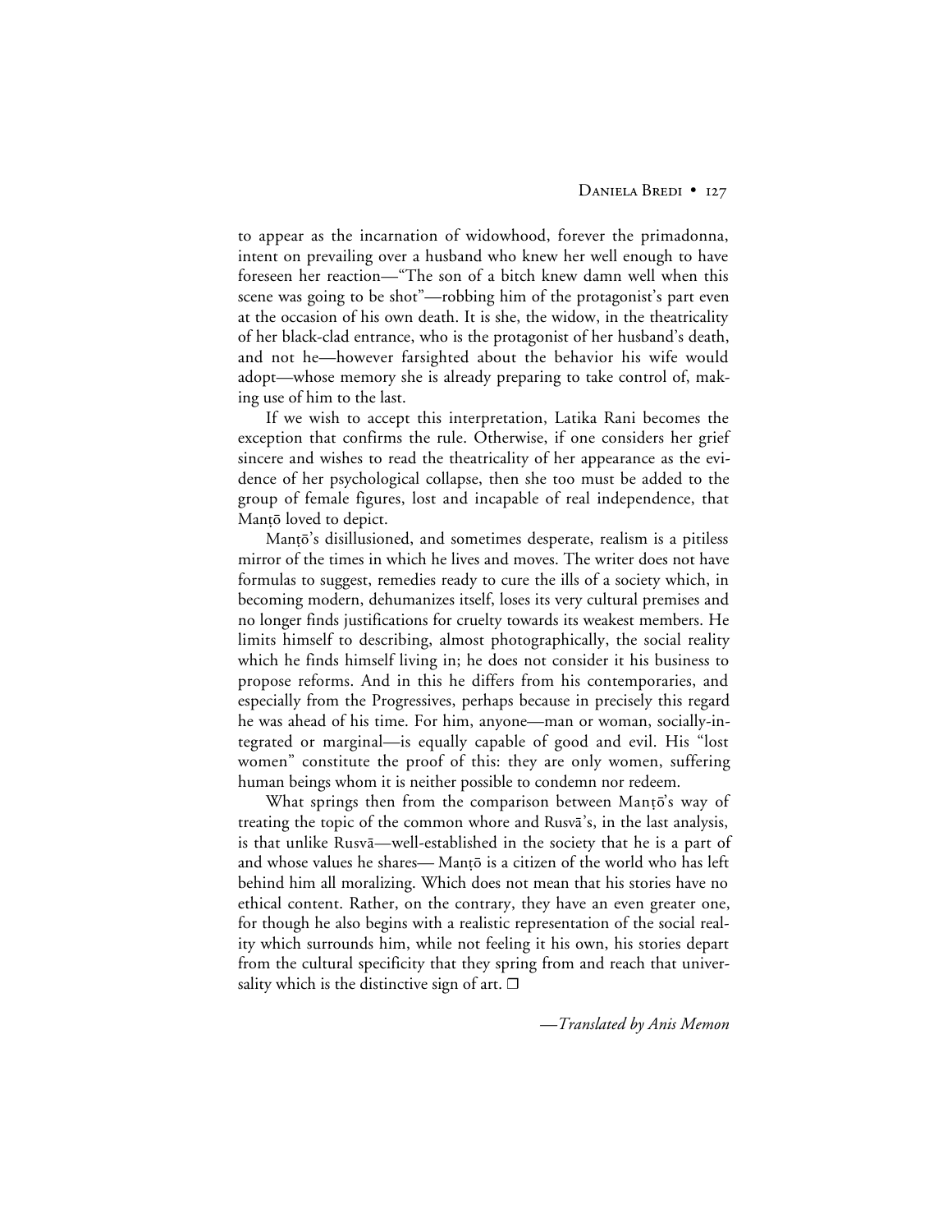to appear as the incarnation of widowhood, forever the primadonna, intent on prevailing over a husband who knew her well enough to have foreseen her reaction—"The son of a bitch knew damn well when this scene was going to be shot"—robbing him of the protagonist's part even at the occasion of his own death. It is she, the widow, in the theatricality of her black-clad entrance, who is the protagonist of her husband's death, and not he—however farsighted about the behavior his wife would adopt—whose memory she is already preparing to take control of, making use of him to the last.

If we wish to accept this interpretation, Latika Rani becomes the exception that confirms the rule. Otherwise, if one considers her grief sincere and wishes to read the theatricality of her appearance as the evidence of her psychological collapse, then she too must be added to the group of female figures, lost and incapable of real independence, that Manṭō loved to depict.

Manṭō's disillusioned, and sometimes desperate, realism is a pitiless mirror of the times in which he lives and moves. The writer does not have formulas to suggest, remedies ready to cure the ills of a society which, in becoming modern, dehumanizes itself, loses its very cultural premises and no longer finds justifications for cruelty towards its weakest members. He limits himself to describing, almost photographically, the social reality which he finds himself living in; he does not consider it his business to propose reforms. And in this he differs from his contemporaries, and especially from the Progressives, perhaps because in precisely this regard he was ahead of his time. For him, anyone—man or woman, socially-integrated or marginal—is equally capable of good and evil. His "lost women" constitute the proof of this: they are only women, suffering human beings whom it is neither possible to condemn nor redeem.

What springs then from the comparison between Manṭō's way of treating the topic of the common whore and Rusvā's, in the last analysis, is that unlike Rusvā—well-established in the society that he is a part of and whose values he shares— Manṭō is a citizen of the world who has left behind him all moralizing. Which does not mean that his stories have no ethical content. Rather, on the contrary, they have an even greater one, for though he also begins with a realistic representation of the social reality which surrounds him, while not feeling it his own, his stories depart from the cultural specificity that they spring from and reach that universality which is the distinctive sign of art. ❐

*—Translated by Anis Memon*